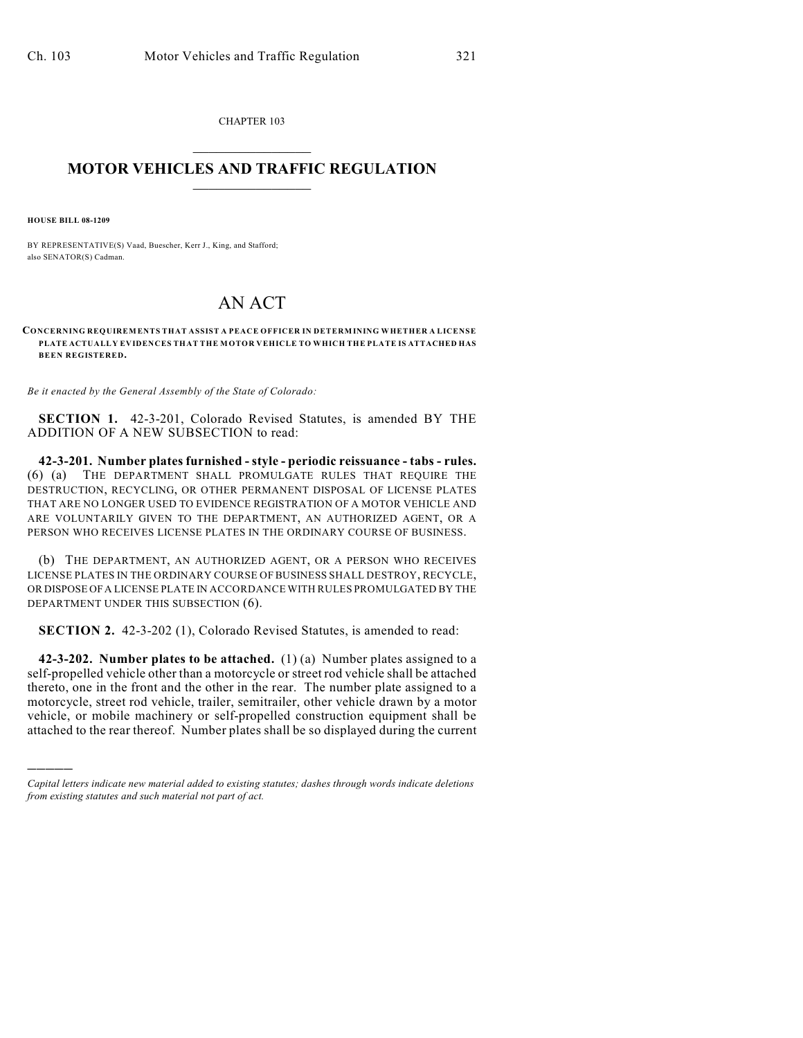CHAPTER 103

# MOTOR VEHICLES AND TRAFFIC REGULATION

**HOUSE BILL 08-1209**

BY REPRESENTATIVE(S) Vaad, Buescher, Kerr J., King, and Stafford;
also SENATOR(S) Cadman.

# AN ACT

**CONCERNING REQUIREMENTS THAT ASSIST A PEACE OFFICER IN DETERMINING WHETHER A LICENSE PLATE ACTUALLY EVIDENCES THAT THE MOTOR VEHICLE TO WHICH THE PLATE IS ATTACHED HAS BEEN REGISTERED.**

*Be it enacted by the General Assembly of the State of Colorado:*

**SECTION 1.** 42-3-201, Colorado Revised Statutes, is amended BY THE ADDITION OF A NEW SUBSECTION to read:

**42-3-201. Number plates furnished - style - periodic reissuance - tabs - rules.** (6) (a) THE DEPARTMENT SHALL PROMULGATE RULES THAT REQUIRE THE DESTRUCTION, RECYCLING, OR OTHER PERMANENT DISPOSAL OF LICENSE PLATES THAT ARE NO LONGER USED TO EVIDENCE REGISTRATION OF A MOTOR VEHICLE AND ARE VOLUNTARILY GIVEN TO THE DEPARTMENT, AN AUTHORIZED AGENT, OR A PERSON WHO RECEIVES LICENSE PLATES IN THE ORDINARY COURSE OF BUSINESS.

(b) THE DEPARTMENT, AN AUTHORIZED AGENT, OR A PERSON WHO RECEIVES LICENSE PLATES IN THE ORDINARY COURSE OF BUSINESS SHALL DESTROY, RECYCLE, OR DISPOSE OF A LICENSE PLATE IN ACCORDANCE WITH RULES PROMULGATED BY THE DEPARTMENT UNDER THIS SUBSECTION (6).

**SECTION 2.** 42-3-202 (1), Colorado Revised Statutes, is amended to read:

**42-3-202. Number plates to be attached.** (1) (a) Number plates assigned to a self-propelled vehicle other than a motorcycle or street rod vehicle shall be attached thereto, one in the front and the other in the rear. The number plate assigned to a motorcycle, street rod vehicle, trailer, semitrailer, other vehicle drawn by a motor vehicle, or mobile machinery or self-propelled construction equipment shall be attached to the rear thereof. Number plates shall be so displayed during the current

*Capital letters indicate new material added to existing statutes; dashes through words indicate deletions from existing statutes and such material not part of act.*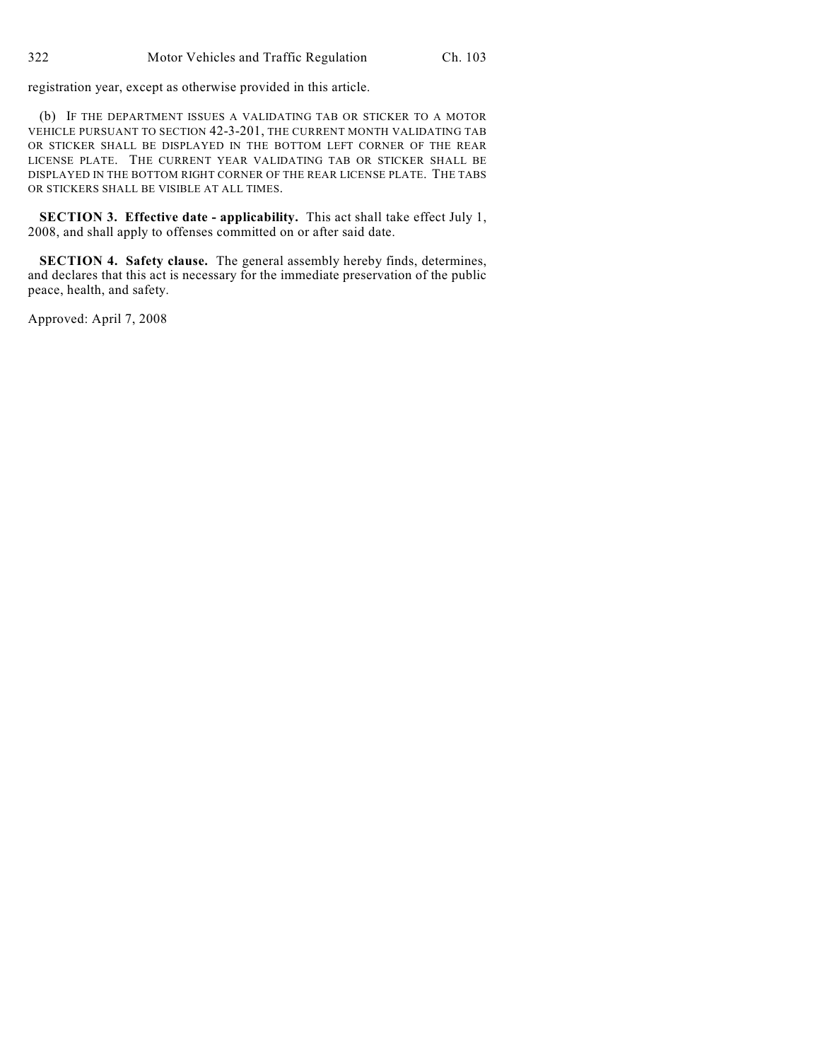registration year, except as otherwise provided in this article.

(b) IF THE DEPARTMENT ISSUES A VALIDATING TAB OR STICKER TO A MOTOR VEHICLE PURSUANT TO SECTION 42-3-201, THE CURRENT MONTH VALIDATING TAB OR STICKER SHALL BE DISPLAYED IN THE BOTTOM LEFT CORNER OF THE REAR LICENSE PLATE. THE CURRENT YEAR VALIDATING TAB OR STICKER SHALL BE DISPLAYED IN THE BOTTOM RIGHT CORNER OF THE REAR LICENSE PLATE. THE TABS OR STICKERS SHALL BE VISIBLE AT ALL TIMES.

**SECTION 3. Effective date - applicability.** This act shall take effect July 1, 2008, and shall apply to offenses committed on or after said date.

**SECTION 4. Safety clause.** The general assembly hereby finds, determines, and declares that this act is necessary for the immediate preservation of the public peace, health, and safety.

Approved: April 7, 2008